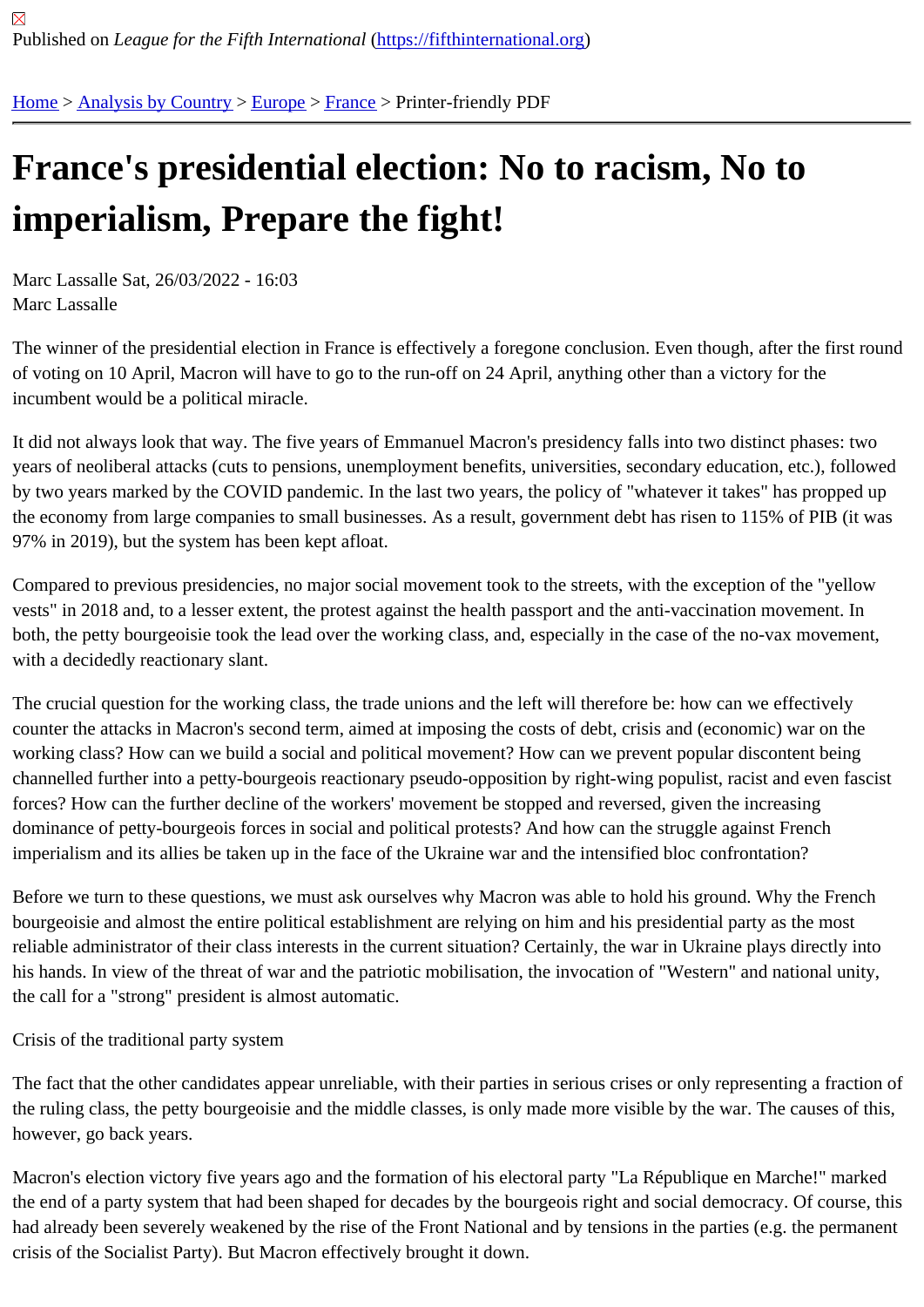Published on *League for the Fifth International* (https://fifthinternational.org)

Home > Analysis by Country > Europe > France > Printer-friendly PDF

# France's presidential election: No to racism, No to imperialism, Prepare the fight!

Marc Lassalle Sat, 26/03/2022 - 16:03
Marc Lassalle

The winner of the presidential election in France is effectively a foregone conclusion. Even though, after the first round of voting on 10 April, Macron will have to go to the run-off on 24 April, anything other than a victory for the incumbent would be a political miracle.

It did not always look that way. The five years of Emmanuel Macron's presidency falls into two distinct phases: two years of neoliberal attacks (cuts to pensions, unemployment benefits, universities, secondary education, etc.), followed by two years marked by the COVID pandemic. In the last two years, the policy of "whatever it takes" has propped up the economy from large companies to small businesses. As a result, government debt has risen to 115% of PIB (it was 97% in 2019), but the system has been kept afloat.

Compared to previous presidencies, no major social movement took to the streets, with the exception of the "yellow vests" in 2018 and, to a lesser extent, the protest against the health passport and the anti-vaccination movement. In both, the petty bourgeoisie took the lead over the working class, and, especially in the case of the no-vax movement, with a decidedly reactionary slant.

The crucial question for the working class, the trade unions and the left will therefore be: how can we effectively counter the attacks in Macron's second term, aimed at imposing the costs of debt, crisis and (economic) war on the working class? How can we build a social and political movement? How can we prevent popular discontent being channelled further into a petty-bourgeois reactionary pseudo-opposition by right-wing populist, racist and even fascist forces? How can the further decline of the workers' movement be stopped and reversed, given the increasing dominance of petty-bourgeois forces in social and political protests? And how can the struggle against French imperialism and its allies be taken up in the face of the Ukraine war and the intensified bloc confrontation?

Before we turn to these questions, we must ask ourselves why Macron was able to hold his ground. Why the French bourgeoisie and almost the entire political establishment are relying on him and his presidential party as the most reliable administrator of their class interests in the current situation? Certainly, the war in Ukraine plays directly into his hands. In view of the threat of war and the patriotic mobilisation, the invocation of "Western" and national unity, the call for a "strong" president is almost automatic.

## Crisis of the traditional party system

The fact that the other candidates appear unreliable, with their parties in serious crises or only representing a fraction of the ruling class, the petty bourgeoisie and the middle classes, is only made more visible by the war. The causes of this, however, go back years.

Macron's election victory five years ago and the formation of his electoral party "La République en Marche!" marked the end of a party system that had been shaped for decades by the bourgeois right and social democracy. Of course, this had already been severely weakened by the rise of the Front National and by tensions in the parties (e.g. the permanent crisis of the Socialist Party). But Macron effectively brought it down.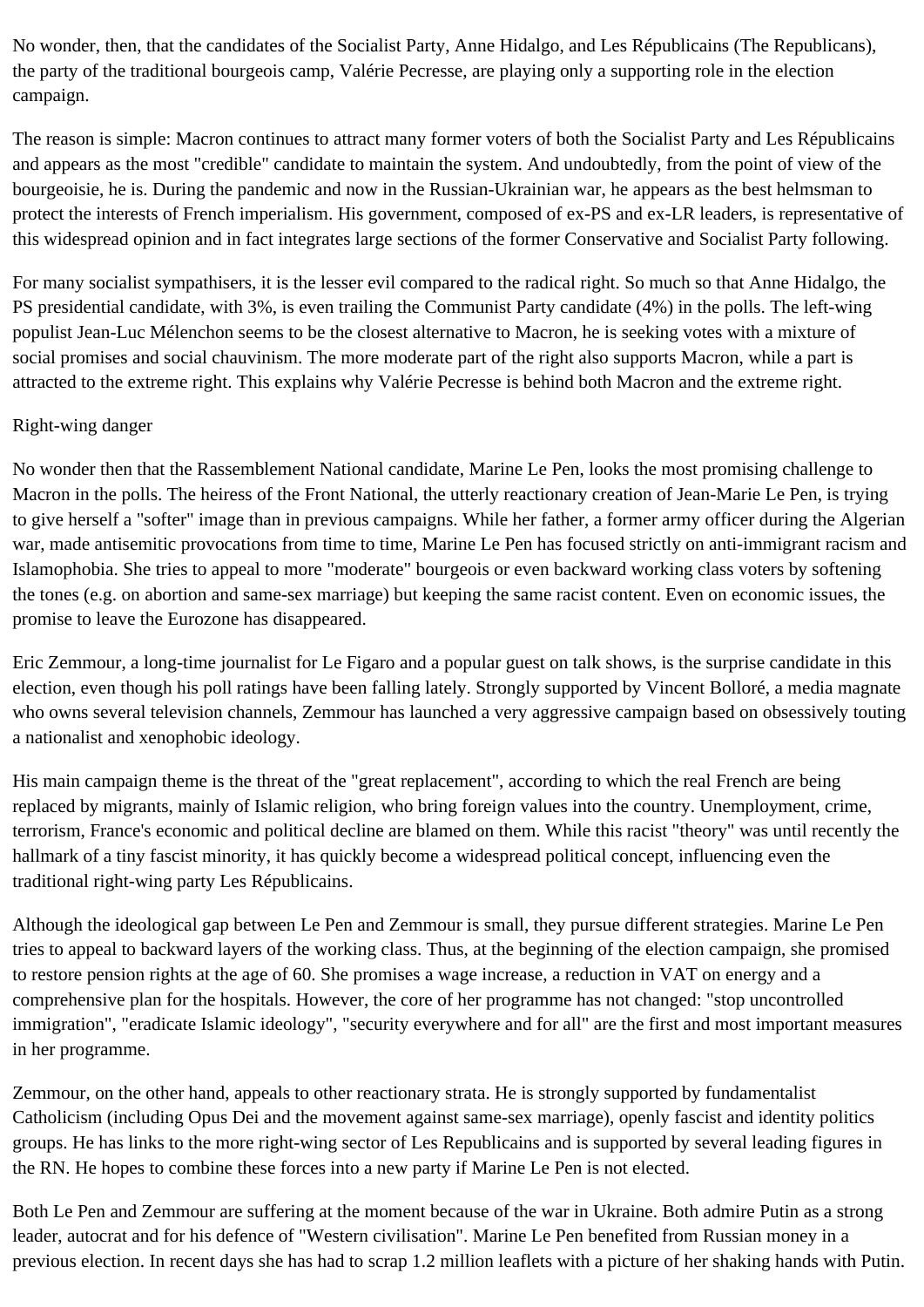No wonder, then, that the candidates of the Socialist Party, Anne Hidalgo, and Les Républicains (The Republicans), the party of the traditional bourgeois camp, Valérie Pecresse, are playing only a supporting role in the election campaign.

The reason is simple: Macron continues to attract many former voters of both the Socialist Party and Les Républicains and appears as the most "credible" candidate to maintain the system. And undoubtedly, from the point of view of the bourgeoisie, he is. During the pandemic and now in the Russian-Ukrainian war, he appears as the best helmsman to protect the interests of French imperialism. His government, composed of ex-PS and ex-LR leaders, is representative of this widespread opinion and in fact integrates large sections of the former Conservative and Socialist Party following.

For many socialist sympathisers, it is the lesser evil compared to the radical right. So much so that Anne Hidalgo, the PS presidential candidate, with 3%, is even trailing the Communist Party candidate (4%) in the polls. The left-wing populist Jean-Luc Mélenchon seems to be the closest alternative to Macron, he is seeking votes with a mixture of social promises and social chauvinism. The more moderate part of the right also supports Macron, while a part is attracted to the extreme right. This explains why Valérie Pecresse is behind both Macron and the extreme right.

## Right-wing danger

No wonder then that the Rassemblement National candidate, Marine Le Pen, looks the most promising challenge to Macron in the polls. The heiress of the Front National, the utterly reactionary creation of Jean-Marie Le Pen, is trying to give herself a "softer" image than in previous campaigns. While her father, a former army officer during the Algerian war, made antisemitic provocations from time to time, Marine Le Pen has focused strictly on anti-immigrant racism and Islamophobia. She tries to appeal to more "moderate" bourgeois or even backward working class voters by softening the tones (e.g. on abortion and same-sex marriage) but keeping the same racist content. Even on economic issues, the promise to leave the Eurozone has disappeared.

Eric Zemmour, a long-time journalist for Le Figaro and a popular guest on talk shows, is the surprise candidate in this election, even though his poll ratings have been falling lately. Strongly supported by Vincent Bolloré, a media magnate who owns several television channels, Zemmour has launched a very aggressive campaign based on obsessively touting a nationalist and xenophobic ideology.

His main campaign theme is the threat of the "great replacement", according to which the real French are being replaced by migrants, mainly of Islamic religion, who bring foreign values into the country. Unemployment, crime, terrorism, France's economic and political decline are blamed on them. While this racist "theory" was until recently the hallmark of a tiny fascist minority, it has quickly become a widespread political concept, influencing even the traditional right-wing party Les Républicains.

Although the ideological gap between Le Pen and Zemmour is small, they pursue different strategies. Marine Le Pen tries to appeal to backward layers of the working class. Thus, at the beginning of the election campaign, she promised to restore pension rights at the age of 60. She promises a wage increase, a reduction in VAT on energy and a comprehensive plan for the hospitals. However, the core of her programme has not changed: "stop uncontrolled immigration", "eradicate Islamic ideology", "security everywhere and for all" are the first and most important measures in her programme.

Zemmour, on the other hand, appeals to other reactionary strata. He is strongly supported by fundamentalist Catholicism (including Opus Dei and the movement against same-sex marriage), openly fascist and identity politics groups. He has links to the more right-wing sector of Les Republicains and is supported by several leading figures in the RN. He hopes to combine these forces into a new party if Marine Le Pen is not elected.

Both Le Pen and Zemmour are suffering at the moment because of the war in Ukraine. Both admire Putin as a strong leader, autocrat and for his defence of "Western civilisation". Marine Le Pen benefited from Russian money in a previous election. In recent days she has had to scrap 1.2 million leaflets with a picture of her shaking hands with Putin.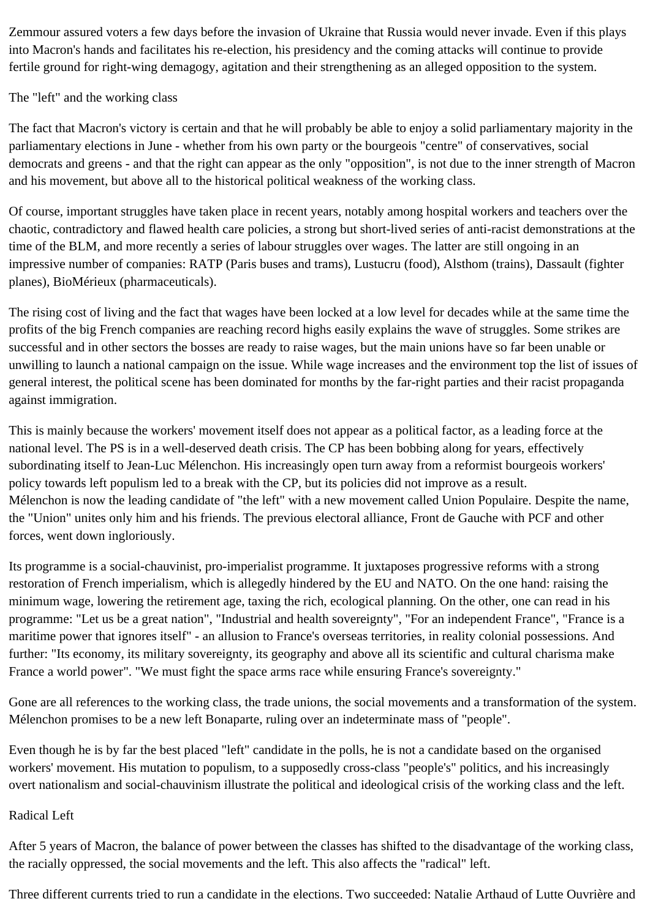Zemmour assured voters a few days before the invasion of Ukraine that Russia would never invade. Even if this plays into Macron's hands and facilitates his re-election, his presidency and the coming attacks will continue to provide fertile ground for right-wing demagogy, agitation and their strengthening as an alleged opposition to the system.

## The "left" and the working class

The fact that Macron's victory is certain and that he will probably be able to enjoy a solid parliamentary majority in the parliamentary elections in June - whether from his own party or the bourgeois "centre" of conservatives, social democrats and greens - and that the right can appear as the only "opposition", is not due to the inner strength of Macron and his movement, but above all to the historical political weakness of the working class.

Of course, important struggles have taken place in recent years, notably among hospital workers and teachers over the chaotic, contradictory and flawed health care policies, a strong but short-lived series of anti-racist demonstrations at the time of the BLM, and more recently a series of labour struggles over wages. The latter are still ongoing in an impressive number of companies: RATP (Paris buses and trams), Lustucru (food), Alsthom (trains), Dassault (fighter planes), BioMérieux (pharmaceuticals).

The rising cost of living and the fact that wages have been locked at a low level for decades while at the same time the profits of the big French companies are reaching record highs easily explains the wave of struggles. Some strikes are successful and in other sectors the bosses are ready to raise wages, but the main unions have so far been unable or unwilling to launch a national campaign on the issue. While wage increases and the environment top the list of issues of general interest, the political scene has been dominated for months by the far-right parties and their racist propaganda against immigration.

This is mainly because the workers' movement itself does not appear as a political factor, as a leading force at the national level. The PS is in a well-deserved death crisis. The CP has been bobbing along for years, effectively subordinating itself to Jean-Luc Mélenchon. His increasingly open turn away from a reformist bourgeois workers' policy towards left populism led to a break with the CP, but its policies did not improve as a result.
Mélenchon is now the leading candidate of "the left" with a new movement called Union Populaire. Despite the name, the "Union" unites only him and his friends. The previous electoral alliance, Front de Gauche with PCF and other forces, went down ingloriously.

Its programme is a social-chauvinist, pro-imperialist programme. It juxtaposes progressive reforms with a strong restoration of French imperialism, which is allegedly hindered by the EU and NATO. On the one hand: raising the minimum wage, lowering the retirement age, taxing the rich, ecological planning. On the other, one can read in his programme: "Let us be a great nation", "Industrial and health sovereignty", "For an independent France", "France is a maritime power that ignores itself" - an allusion to France's overseas territories, in reality colonial possessions. And further: "Its economy, its military sovereignty, its geography and above all its scientific and cultural charisma make France a world power". "We must fight the space arms race while ensuring France's sovereignty."

Gone are all references to the working class, the trade unions, the social movements and a transformation of the system. Mélenchon promises to be a new left Bonaparte, ruling over an indeterminate mass of "people".

Even though he is by far the best placed "left" candidate in the polls, he is not a candidate based on the organised workers' movement. His mutation to populism, to a supposedly cross-class "people's" politics, and his increasingly overt nationalism and social-chauvinism illustrate the political and ideological crisis of the working class and the left.

## Radical Left

After 5 years of Macron, the balance of power between the classes has shifted to the disadvantage of the working class, the racially oppressed, the social movements and the left. This also affects the "radical" left.

Three different currents tried to run a candidate in the elections. Two succeeded: Natalie Arthaud of Lutte Ouvrière and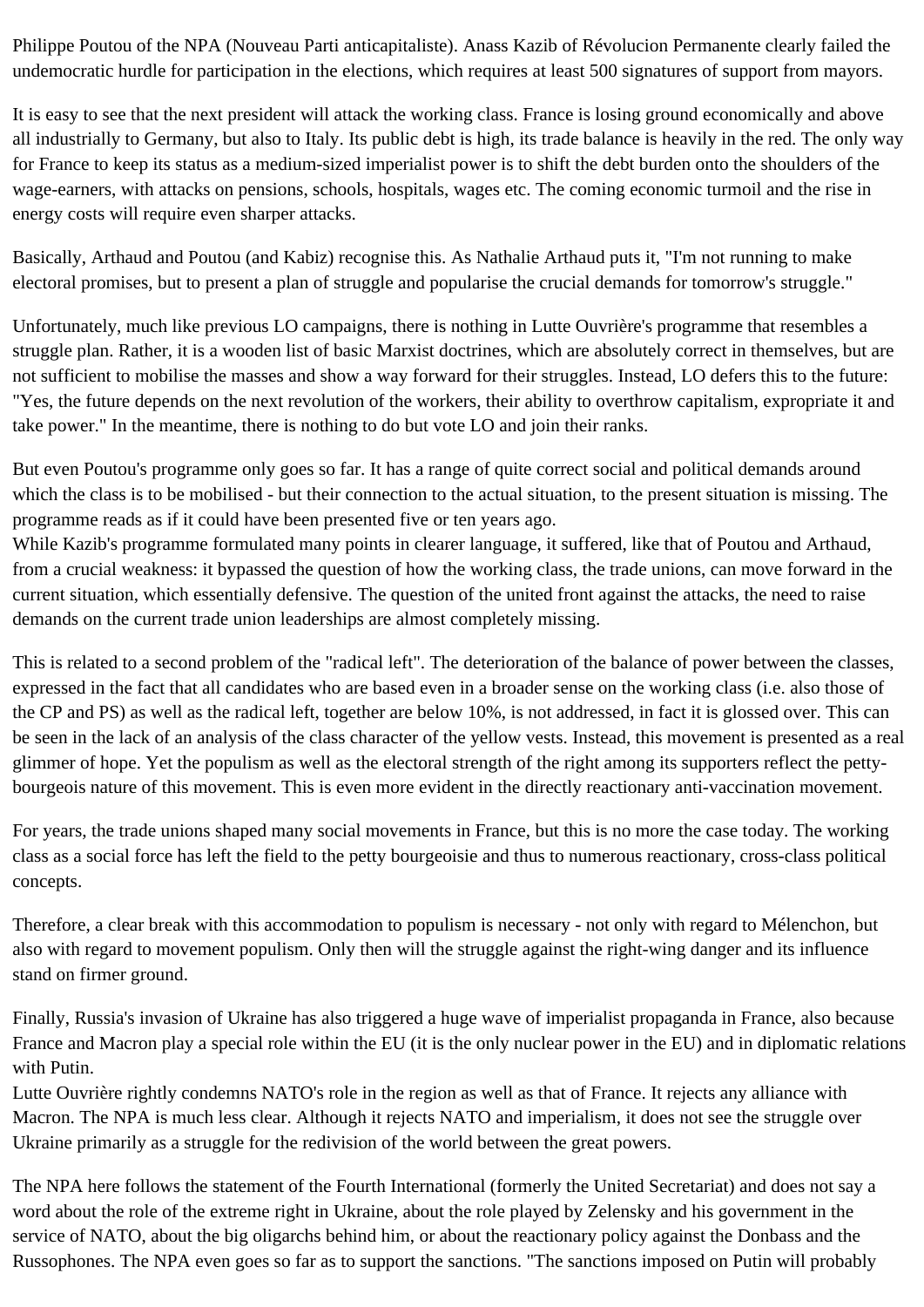Philippe Poutou of the NPA (Nouveau Parti anticapitaliste). Anass Kazib of Révolucion Permanente clearly failed the undemocratic hurdle for participation in the elections, which requires at least 500 signatures of support from mayors.

It is easy to see that the next president will attack the working class. France is losing ground economically and above all industrially to Germany, but also to Italy. Its public debt is high, its trade balance is heavily in the red. The only way for France to keep its status as a medium-sized imperialist power is to shift the debt burden onto the shoulders of the wage-earners, with attacks on pensions, schools, hospitals, wages etc. The coming economic turmoil and the rise in energy costs will require even sharper attacks.

Basically, Arthaud and Poutou (and Kabiz) recognise this. As Nathalie Arthaud puts it, "I'm not running to make electoral promises, but to present a plan of struggle and popularise the crucial demands for tomorrow's struggle."

Unfortunately, much like previous LO campaigns, there is nothing in Lutte Ouvrière's programme that resembles a struggle plan. Rather, it is a wooden list of basic Marxist doctrines, which are absolutely correct in themselves, but are not sufficient to mobilise the masses and show a way forward for their struggles. Instead, LO defers this to the future: "Yes, the future depends on the next revolution of the workers, their ability to overthrow capitalism, expropriate it and take power." In the meantime, there is nothing to do but vote LO and join their ranks.

But even Poutou's programme only goes so far. It has a range of quite correct social and political demands around which the class is to be mobilised - but their connection to the actual situation, to the present situation is missing. The programme reads as if it could have been presented five or ten years ago.
While Kazib's programme formulated many points in clearer language, it suffered, like that of Poutou and Arthaud, from a crucial weakness: it bypassed the question of how the working class, the trade unions, can move forward in the current situation, which essentially defensive. The question of the united front against the attacks, the need to raise demands on the current trade union leaderships are almost completely missing.

This is related to a second problem of the "radical left". The deterioration of the balance of power between the classes, expressed in the fact that all candidates who are based even in a broader sense on the working class (i.e. also those of the CP and PS) as well as the radical left, together are below 10%, is not addressed, in fact it is glossed over. This can be seen in the lack of an analysis of the class character of the yellow vests. Instead, this movement is presented as a real glimmer of hope. Yet the populism as well as the electoral strength of the right among its supporters reflect the petty-bourgeois nature of this movement. This is even more evident in the directly reactionary anti-vaccination movement.

For years, the trade unions shaped many social movements in France, but this is no more the case today. The working class as a social force has left the field to the petty bourgeoisie and thus to numerous reactionary, cross-class political concepts.

Therefore, a clear break with this accommodation to populism is necessary - not only with regard to Mélenchon, but also with regard to movement populism. Only then will the struggle against the right-wing danger and its influence stand on firmer ground.

Finally, Russia's invasion of Ukraine has also triggered a huge wave of imperialist propaganda in France, also because France and Macron play a special role within the EU (it is the only nuclear power in the EU) and in diplomatic relations with Putin.
Lutte Ouvrière rightly condemns NATO's role in the region as well as that of France. It rejects any alliance with Macron. The NPA is much less clear. Although it rejects NATO and imperialism, it does not see the struggle over Ukraine primarily as a struggle for the redivision of the world between the great powers.

The NPA here follows the statement of the Fourth International (formerly the United Secretariat) and does not say a word about the role of the extreme right in Ukraine, about the role played by Zelensky and his government in the service of NATO, about the big oligarchs behind him, or about the reactionary policy against the Donbass and the Russophones. The NPA even goes so far as to support the sanctions. "The sanctions imposed on Putin will probably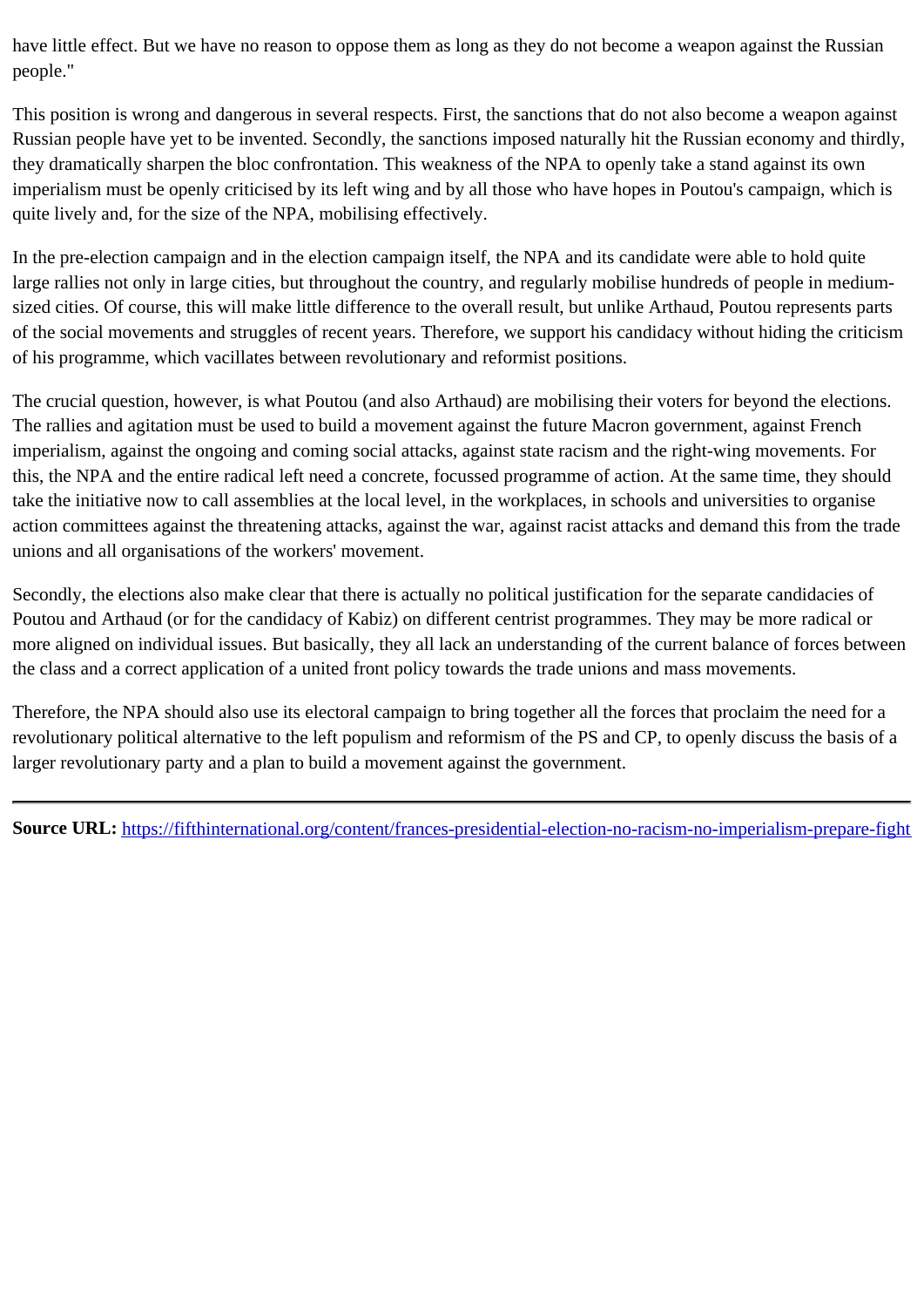have little effect. But we have no reason to oppose them as long as they do not become a weapon against the Russian people."

This position is wrong and dangerous in several respects. First, the sanctions that do not also become a weapon against Russian people have yet to be invented. Secondly, the sanctions imposed naturally hit the Russian economy and thirdly, they dramatically sharpen the bloc confrontation. This weakness of the NPA to openly take a stand against its own imperialism must be openly criticised by its left wing and by all those who have hopes in Poutou's campaign, which is quite lively and, for the size of the NPA, mobilising effectively.

In the pre-election campaign and in the election campaign itself, the NPA and its candidate were able to hold quite large rallies not only in large cities, but throughout the country, and regularly mobilise hundreds of people in medium-sized cities. Of course, this will make little difference to the overall result, but unlike Arthaud, Poutou represents parts of the social movements and struggles of recent years. Therefore, we support his candidacy without hiding the criticism of his programme, which vacillates between revolutionary and reformist positions.

The crucial question, however, is what Poutou (and also Arthaud) are mobilising their voters for beyond the elections. The rallies and agitation must be used to build a movement against the future Macron government, against French imperialism, against the ongoing and coming social attacks, against state racism and the right-wing movements. For this, the NPA and the entire radical left need a concrete, focussed programme of action. At the same time, they should take the initiative now to call assemblies at the local level, in the workplaces, in schools and universities to organise action committees against the threatening attacks, against the war, against racist attacks and demand this from the trade unions and all organisations of the workers' movement.

Secondly, the elections also make clear that there is actually no political justification for the separate candidacies of Poutou and Arthaud (or for the candidacy of Kabiz) on different centrist programmes. They may be more radical or more aligned on individual issues. But basically, they all lack an understanding of the current balance of forces between the class and a correct application of a united front policy towards the trade unions and mass movements.

Therefore, the NPA should also use its electoral campaign to bring together all the forces that proclaim the need for a revolutionary political alternative to the left populism and reformism of the PS and CP, to openly discuss the basis of a larger revolutionary party and a plan to build a movement against the government.

---

**Source URL:** https://fifthinternational.org/content/frances-presidential-election-no-racism-no-imperialism-prepare-fight